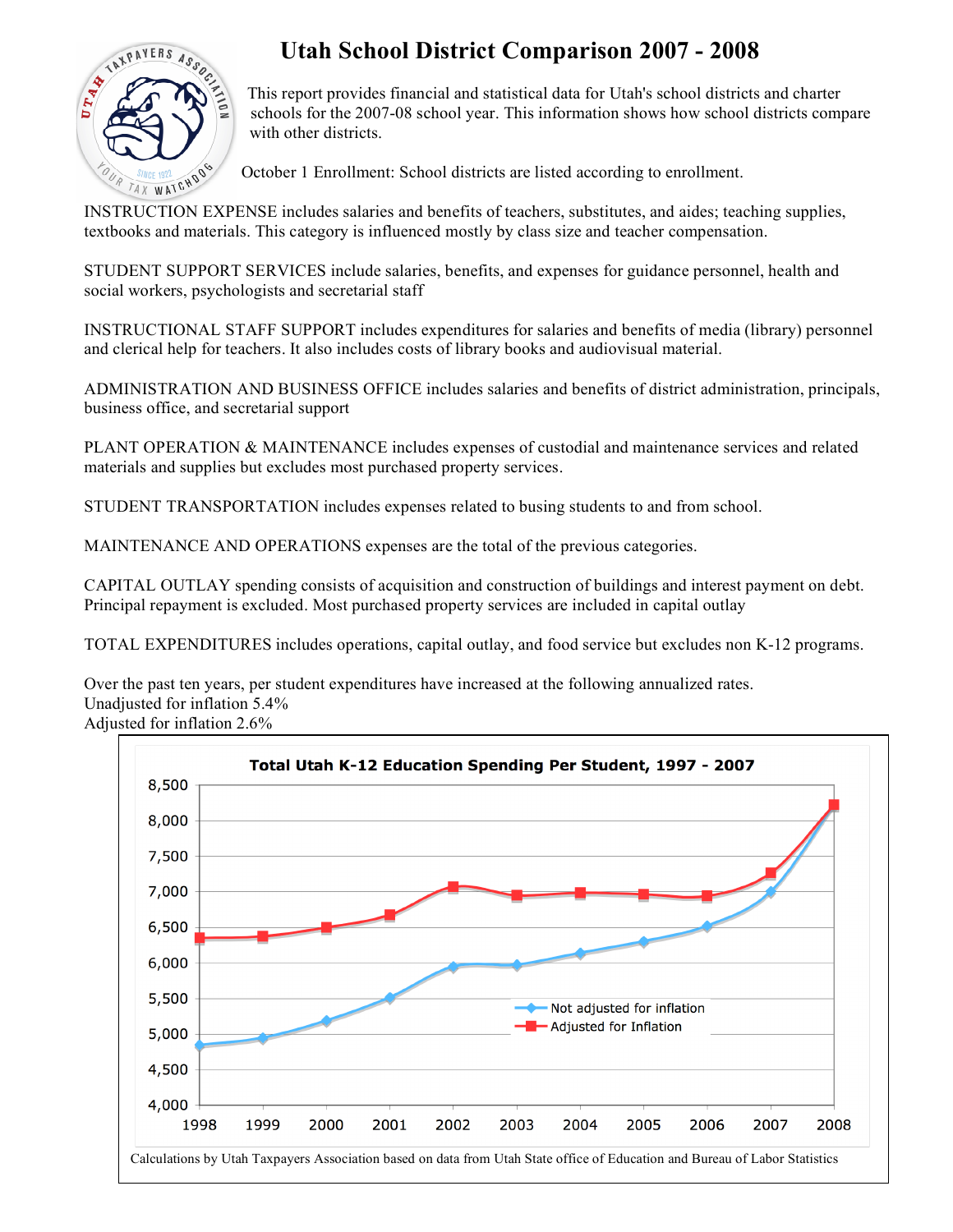# Utah School District Comparison 2007 - 2008

This report provides financial and statistical data for Utah's school districts and charter schools for the 2007-08 school year. This information shows how school districts compare with other districts.

October 1 Enrollment: School districts are listed according to enrollment.

INSTRUCTION EXPENSE includes salaries and benefits of teachers, substitutes, and aides; teaching supplies, textbooks and materials. This category is influenced mostly by class size and teacher compensation.

STUDENT SUPPORT SERVICES include salaries, benefits, and expenses for guidance personnel, health and social workers, psychologists and secretarial staff

INSTRUCTIONAL STAFF SUPPORT includes expenditures for salaries and benefits of media (library) personnel and clerical help for teachers. It also includes costs of library books and audiovisual material.

ADMINISTRATION AND BUSINESS OFFICE includes salaries and benefits of district administration, principals, business office, and secretarial support

PLANT OPERATION & MAINTENANCE includes expenses of custodial and maintenance services and related materials and supplies but excludes most purchased property services.

STUDENT TRANSPORTATION includes expenses related to busing students to and from school.

MAINTENANCE AND OPERATIONS expenses are the total of the previous categories.

CAPITAL OUTLAY spending consists of acquisition and construction of buildings and interest payment on debt. Principal repayment is excluded. Most purchased property services are included in capital outlay

TOTAL EXPENDITURES includes operations, capital outlay, and food service but excludes non K-12 programs.

Over the past ten years, per student expenditures have increased at the following annualized rates.
Unadjusted for inflation 5.4%
Adjusted for inflation 2.6%

**Total Utah K-12 Education Spending Per Student, 1997 - 2007**

| Year | Not adjusted for inflation | Adjusted for Inflation |
|---|---|---|
| 1998 | 4,850 | 6,350 |
| 1999 | 4,950 | 6,370 |
| 2000 | 5,190 | 6,490 |
| 2001 | 5,500 | 6,670 |
| 2002 | 5,950 | 7,060 |
| 2003 | 5,970 | 6,940 |
| 2004 | 6,130 | 6,980 |
| 2005 | 6,300 | 6,960 |
| 2006 | 6,520 | 6,930 |
| 2007 | 7,000 | 7,260 |
| 2008 | 8,210 | 8,210 |

Calculations by Utah Taxpayers Association based on data from Utah State office of Education and Bureau of Labor Statistics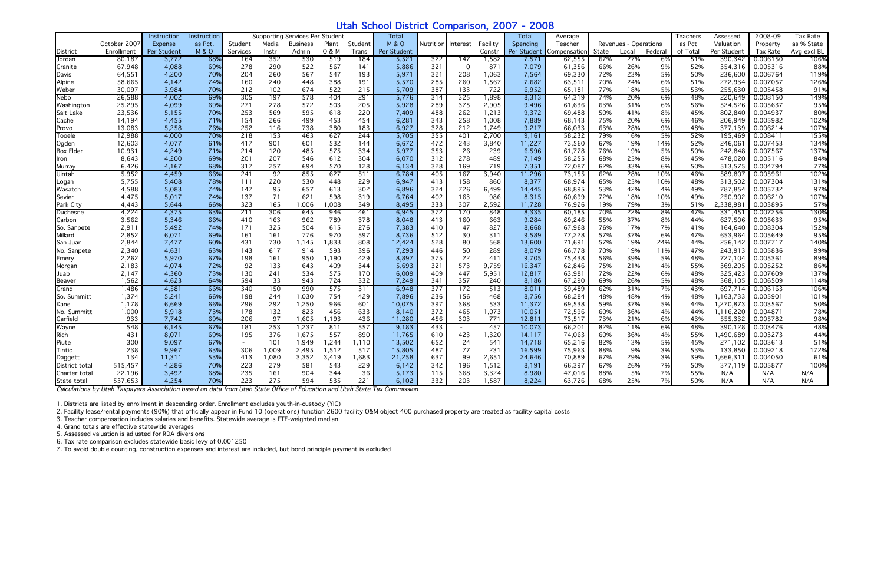# Utah School District Comparison, 2007 - 2008

| District | October 2007 Enrollment | Instruction Expense Per Student | Instruction as Pct. M & O | Supporting Services Per Student: Student Services | Media Instr | Business Admin | Plant O & M | Student Trans | Total M & O Per Student | Nutrition | Interest | Facility Constr | Total Spending Per Student | Average Teacher Compensation | Revenues - Operations: State | Local | Federal | Teachers as Pct of Total | Assessed Valuation Per Student | 2008-09 Property Tax Rate | Tax Rate as % State Avg excl BL |
|---|---|---|---|---|---|---|---|---|---|---|---|---|---|---|---|---|---|---|---|---|---|
| Jordan | 80,187 | 3,772 | 68% | 164 | 352 | 530 | 519 | 184 | 5,521 | 322 | 147 | 1,582 | 7,571 | 62,555 | 67% | 27% | 6% | 51% | 390,342 | 0.006150 | 106% |
| Granite | 67,948 | 4,088 | 69% | 278 | 290 | 522 | 567 | 141 | 5,886 | 321 | 0 | 871 | 7,079 | 61,356 | 66% | 26% | 9% | 52% | 354,316 | 0.005316 | 88% |
| Davis | 64,551 | 4,200 | 70% | 204 | 260 | 567 | 547 | 193 | 5,971 | 321 | 208 | 1,063 | 7,564 | 69,330 | 72% | 23% | 5% | 50% | 236,600 | 0.006764 | 119% |
| Alpine | 58,665 | 4,142 | 74% | 160 | 240 | 448 | 388 | 191 | 5,570 | 285 | 260 | 1,567 | 7,682 | 63,511 | 70% | 24% | 6% | 51% | 272,934 | 0.007057 | 126% |
| Weber | 30,097 | 3,984 | 70% | 212 | 102 | 674 | 522 | 215 | 5,709 | 387 | 133 | 722 | 6,952 | 65,181 | 77% | 18% | 5% | 53% | 255,630 | 0.005458 | 91% |
| Nebo | 26,588 | 4,002 | 69% | 305 | 197 | 578 | 404 | 291 | 5,776 | 314 | 325 | 1,898 | 8,313 | 64,319 | 74% | 20% | 6% | 48% | 220,649 | 0.008150 | 149% |
| Washington | 25,295 | 4,099 | 69% | 271 | 278 | 572 | 503 | 205 | 5,928 | 289 | 375 | 2,905 | 9,496 | 61,636 | 63% | 31% | 6% | 56% | 524,526 | 0.005637 | 95% |
| Salt Lake | 23,536 | 5,155 | 70% | 253 | 569 | 595 | 618 | 220 | 7,409 | 488 | 262 | 1,213 | 9,372 | 69,488 | 50% | 41% | 8% | 45% | 802,840 | 0.004937 | 80% |
| Cache | 14,194 | 4,455 | 71% | 154 | 266 | 499 | 453 | 454 | 6,281 | 343 | 258 | 1,008 | 7,889 | 68,143 | 75% | 20% | 6% | 46% | 206,949 | 0.005982 | 102% |
| Provo | 13,083 | 5,258 | 76% | 252 | 116 | 738 | 380 | 183 | 6,927 | 328 | 212 | 1,749 | 9,217 | 66,033 | 63% | 28% | 9% | 48% | 377,139 | 0.006214 | 107% |
| Tooele | 12,988 | 4,000 | 70% | 218 | 153 | 463 | 627 | 244 | 5,705 | 355 | 401 | 2,700 | 9,161 | 58,232 | 79% | 16% | 5% | 52% | 195,469 | 0.008411 | 155% |
| Ogden | 12,603 | 4,077 | 61% | 417 | 901 | 601 | 532 | 144 | 6,672 | 472 | 243 | 3,840 | 11,227 | 73,560 | 67% | 19% | 14% | 52% | 246,061 | 0.007453 | 134% |
| Box Elder | 10,931 | 4,249 | 71% | 214 | 120 | 485 | 575 | 334 | 5,977 | 353 | 26 | 239 | 6,596 | 61,778 | 76% | 19% | 5% | 50% | 242,848 | 0.007567 | 137% |
| Iron | 8,643 | 4,200 | 69% | 201 | 207 | 546 | 612 | 304 | 6,070 | 312 | 278 | 489 | 7,149 | 58,255 | 68% | 25% | 8% | 45% | 478,020 | 0.005116 | 84% |
| Murray | 6,426 | 4,167 | 68% | 317 | 257 | 694 | 570 | 128 | 6,134 | 328 | 169 | 719 | 7,351 | 72,087 | 62% | 33% | 6% | 50% | 513,575 | 0.004794 | 77% |
| Uintah | 5,952 | 4,459 | 66% | 241 | 92 | 855 | 627 | 511 | 6,784 | 405 | 167 | 3,940 | 11,296 | 73,155 | 62% | 28% | 10% | 46% | 589,807 | 0.005961 | 102% |
| Logan | 5,755 | 5,408 | 78% | 111 | 220 | 530 | 448 | 229 | 6,947 | 413 | 158 | 860 | 8,377 | 68,974 | 65% | 25% | 10% | 48% | 313,502 | 0.007304 | 131% |
| Wasatch | 4,588 | 5,083 | 74% | 147 | 95 | 657 | 613 | 302 | 6,896 | 324 | 726 | 6,499 | 14,445 | 68,895 | 53% | 42% | 4% | 49% | 787,854 | 0.005732 | 97% |
| Sevier | 4,475 | 5,017 | 74% | 137 | 71 | 621 | 598 | 319 | 6,764 | 402 | 163 | 986 | 8,315 | 60,699 | 72% | 18% | 10% | 49% | 250,902 | 0.006210 | 107% |
| Park City | 4,443 | 5,644 | 66% | 323 | 165 | 1,006 | 1,008 | 349 | 8,495 | 333 | 307 | 2,592 | 11,728 | 76,926 | 19% | 79% | 3% | 51% | 2,338,981 | 0.003895 | 57% |
| Duchesne | 4,224 | 4,375 | 63% | 211 | 306 | 645 | 946 | 461 | 6,945 | 372 | 170 | 848 | 8,335 | 60,185 | 70% | 22% | 8% | 47% | 331,451 | 0.007256 | 130% |
| Carbon | 3,562 | 5,346 | 66% | 410 | 163 | 962 | 789 | 378 | 8,048 | 413 | 160 | 663 | 9,284 | 69,246 | 55% | 37% | 8% | 44% | 627,506 | 0.005633 | 95% |
| So. Sanpete | 2,911 | 5,492 | 74% | 171 | 325 | 504 | 615 | 276 | 7,383 | 410 | 47 | 827 | 8,668 | 67,968 | 76% | 17% | 7% | 41% | 164,640 | 0.008304 | 152% |
| Millard | 2,852 | 6,071 | 69% | 161 | 161 | 776 | 970 | 597 | 8,736 | 512 | 30 | 311 | 9,589 | 77,228 | 57% | 37% | 6% | 47% | 653,964 | 0.005649 | 95% |
| San Juan | 2,844 | 7,477 | 60% | 431 | 730 | 1,145 | 1,833 | 808 | 12,424 | 528 | 80 | 568 | 13,600 | 71,691 | 57% | 19% | 24% | 44% | 256,142 | 0.007717 | 140% |
| No. Sanpete | 2,340 | 4,631 | 63% | 143 | 617 | 914 | 593 | 396 | 7,293 | 446 | 50 | 289 | 8,079 | 66,778 | 70% | 19% | 11% | 47% | 243,913 | 0.005836 | 99% |
| Emery | 2,262 | 5,970 | 67% | 198 | 161 | 950 | 1,190 | 429 | 8,897 | 375 | 22 | 411 | 9,705 | 75,438 | 56% | 39% | 5% | 48% | 727,104 | 0.005361 | 89% |
| Morgan | 2,183 | 4,074 | 72% | 92 | 133 | 643 | 409 | 344 | 5,693 | 321 | 573 | 9,759 | 16,347 | 62,846 | 75% | 21% | 4% | 55% | 369,205 | 0.005252 | 86% |
| Juab | 2,147 | 4,360 | 73% | 130 | 241 | 534 | 575 | 170 | 6,009 | 409 | 447 | 5,951 | 12,817 | 63,981 | 72% | 22% | 6% | 48% | 325,423 | 0.007609 | 137% |
| Beaver | 1,562 | 4,623 | 64% | 594 | 33 | 943 | 724 | 332 | 7,249 | 341 | 357 | 240 | 8,186 | 67,290 | 69% | 26% | 5% | 48% | 368,105 | 0.006509 | 114% |
| Grand | 1,486 | 4,581 | 66% | 340 | 150 | 990 | 575 | 311 | 6,948 | 377 | 172 | 513 | 8,011 | 59,489 | 62% | 31% | 7% | 43% | 697,714 | 0.006163 | 106% |
| So. Summitt | 1,374 | 5,241 | 66% | 198 | 244 | 1,030 | 754 | 429 | 7,896 | 236 | 156 | 468 | 8,756 | 68,284 | 48% | 48% | 4% | 48% | 1,163,733 | 0.005901 | 101% |
| Kane | 1,178 | 6,669 | 66% | 296 | 292 | 1,250 | 966 | 601 | 10,075 | 397 | 368 | 533 | 11,372 | 69,538 | 59% | 37% | 5% | 44% | 1,270,873 | 0.003567 | 50% |
| No. Summitt | 1,000 | 5,918 | 73% | 178 | 132 | 823 | 456 | 633 | 8,140 | 372 | 465 | 1,073 | 10,051 | 72,596 | 60% | 36% | 4% | 44% | 1,116,220 | 0.004871 | 78% |
| Garfield | 933 | 7,742 | 69% | 206 | 97 | 1,605 | 1,193 | 436 | 11,280 | 456 | 303 | 771 | 12,811 | 73,517 | 73% | 21% | 6% | 43% | 555,332 | 0.005782 | 98% |
| Wayne | 548 | 6,145 | 67% | 181 | 253 | 1,237 | 811 | 557 | 9,183 | 433 | - | 457 | 10,073 | 66,201 | 82% | 11% | 6% | 48% | 390,128 | 0.003476 | 48% |
| Rich | 431 | 8,071 | 69% | 195 | 376 | 1,675 | 557 | 890 | 11,765 | 610 | 423 | 1,320 | 14,117 | 74,063 | 60% | 36% | 4% | 55% | 1,490,689 | 0.003273 | 44% |
| Piute | 300 | 9,097 | 67% | - | 101 | 1,949 | 1,244 | 1,110 | 13,502 | 652 | 24 | 541 | 14,718 | 65,216 | 82% | 13% | 5% | 45% | 271,102 | 0.003613 | 51% |
| Tintic | 238 | 9,967 | 63% | 306 | 1,009 | 2,495 | 1,512 | 517 | 15,805 | 487 | 77 | 231 | 16,599 | 75,963 | 88% | 9% | 3% | 53% | 133,850 | 0.009218 | 172% |
| Daggett | 134 | 11,311 | 53% | 413 | 1,080 | 3,352 | 3,419 | 1,683 | 21,258 | 637 | 99 | 2,651 | 24,646 | 70,889 | 67% | 29% | 3% | 39% | 1,666,311 | 0.004050 | 61% |
| District total | 515,457 | 4,286 | 70% | 223 | 279 | 581 | 543 | 229 | 6,142 | 342 | 196 | 1,512 | 8,191 | 66,397 | 67% | 26% | 7% | 50% | 377,119 | 0.005877 | 100% |
| Charter total | 22,196 | 3,492 | 68% | 235 | 161 | 904 | 344 | 36 | 5,173 | 115 | 368 | 3,324 | 8,980 | 47,016 | 88% | 5% | 7% | 55% | N/A | N/A | N/A |
| State total | 537,653 | 4,254 | 70% | 223 | 275 | 594 | 535 | 221 | 6,102 | 332 | 203 | 1,587 | 8,224 | 63,726 | 68% | 25% | 7% | 50% | N/A | N/A | N/A |

*Calculations by Utah Taxpayers Association based on data from Utah State Office of Education and Utah State Tax Commission*

1. Districts are listed by enrollment in descending order. Enrollment excludes youth-in-custody (YIC)
2. Facility lease/rental payments (90%) that officially appear in Fund 10 (operations) function 2600 facility O&M object 400 purchased property are treated as facility capital costs
3. Teacher compensation includes salaries and benefits. Statewide average is FTE-weighted median
4. Grand totals are effective statewide averages
5. Assessed valuation is adjusted for RDA diversions
6. Tax rate comparison excludes statewide basic levy of 0.001250
7. To avoid double counting, construction expenses and interest are included, but bond principle payment is excluded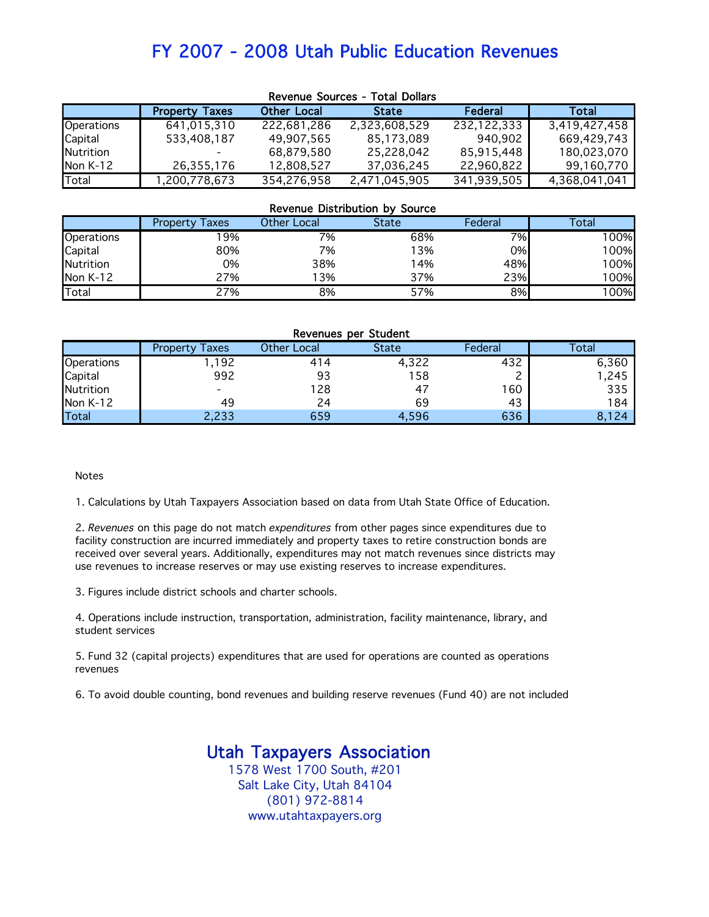# FY 2007 - 2008 Utah Public Education Revenues

**Revenue Sources - Total Dollars**

| | Property Taxes | Other Local | State | Federal | Total |
|---|---|---|---|---|---|
| Operations | 641,015,310 | 222,681,286 | 2,323,608,529 | 232,122,333 | 3,419,427,458 |
| Capital | 533,408,187 | 49,907,565 | 85,173,089 | 940,902 | 669,429,743 |
| Nutrition | - | 68,879,580 | 25,228,042 | 85,915,448 | 180,023,070 |
| Non K-12 | 26,355,176 | 12,808,527 | 37,036,245 | 22,960,822 | 99,160,770 |
| Total | 1,200,778,673 | 354,276,958 | 2,471,045,905 | 341,939,505 | 4,368,041,041 |

**Revenue Distribution by Source**

| | Property Taxes | Other Local | State | Federal | Total |
|---|---|---|---|---|---|
| Operations | 19% | 7% | 68% | 7% | 100% |
| Capital | 80% | 7% | 13% | 0% | 100% |
| Nutrition | 0% | 38% | 14% | 48% | 100% |
| Non K-12 | 27% | 13% | 37% | 23% | 100% |
| Total | 27% | 8% | 57% | 8% | 100% |

**Revenues per Student**

| | Property Taxes | Other Local | State | Federal | Total |
|---|---|---|---|---|---|
| Operations | 1,192 | 414 | 4,322 | 432 | 6,360 |
| Capital | 992 | 93 | 158 | 2 | 1,245 |
| Nutrition | - | 128 | 47 | 160 | 335 |
| Non K-12 | 49 | 24 | 69 | 43 | 184 |
| Total | 2,233 | 659 | 4,596 | 636 | 8,124 |

Notes

1. Calculations by Utah Taxpayers Association based on data from Utah State Office of Education.

2. *Revenues* on this page do not match *expenditures* from other pages since expenditures due to facility construction are incurred immediately and property taxes to retire construction bonds are received over several years. Additionally, expenditures may not match revenues since districts may use revenues to increase reserves or may use existing reserves to increase expenditures.

3. Figures include district schools and charter schools.

4. Operations include instruction, transportation, administration, facility maintenance, library, and student services

5. Fund 32 (capital projects) expenditures that are used for operations are counted as operations revenues

6. To avoid double counting, bond revenues and building reserve revenues (Fund 40) are not included

**Utah Taxpayers Association**
1578 West 1700 South, #201
Salt Lake City, Utah 84104
(801) 972-8814
www.utahtaxpayers.org